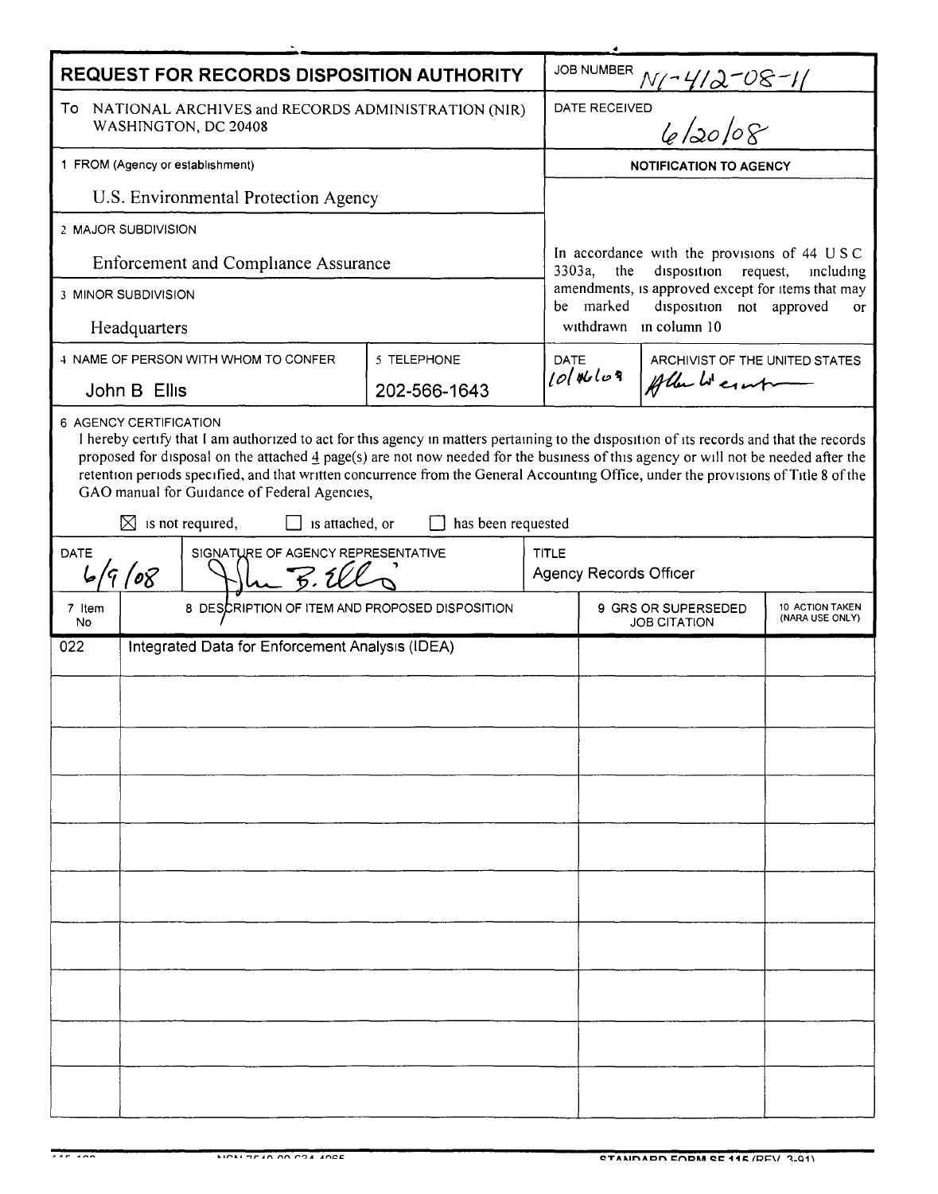# REQUEST FOR RECORDS DISPOSITION AUTHORITY

**JOB NUMBER** N1-412-08-11

**DATE RECEIVED** 6/20/08

To NATIONAL ARCHIVES and RECORDS ADMINISTRATION (NIR)
WASHINGTON, DC 20408

1 FROM (Agency or establishment)

U.S. Environmental Protection Agency

2 MAJOR SUBDIVISION

Enforcement and Compliance Assurance

3 MINOR SUBDIVISION

Headquarters

4 NAME OF PERSON WITH WHOM TO CONFER: John B Ellis

5 TELEPHONE: 202-566-1643

**NOTIFICATION TO AGENCY**

In accordance with the provisions of 44 U S C 3303a, the disposition request, including amendments, is approved except for items that may be marked disposition not approved or withdrawn in column 10

DATE: 10/16/08

ARCHIVIST OF THE UNITED STATES: Allen Weinstein

6 AGENCY CERTIFICATION

I hereby certify that I am authorized to act for this agency in matters pertaining to the disposition of its records and that the records proposed for disposal on the attached 4 page(s) are not now needed for the business of this agency or will not be needed after the retention periods specified, and that written concurrence from the General Accounting Office, under the provisions of Title 8 of the GAO manual for Guidance of Federal Agencies,

☒ is not required, ☐ is attached, or ☐ has been requested

DATE: 6/9/08

SIGNATURE OF AGENCY REPRESENTATIVE: John B. Ellis

TITLE: Agency Records Officer

| 7 Item No | 8 DESCRIPTION OF ITEM AND PROPOSED DISPOSITION | 9 GRS OR SUPERSEDED JOB CITATION | 10 ACTION TAKEN (NARA USE ONLY) |
|---|---|---|---|
| 022 | Integrated Data for Enforcement Analysis (IDEA) | | |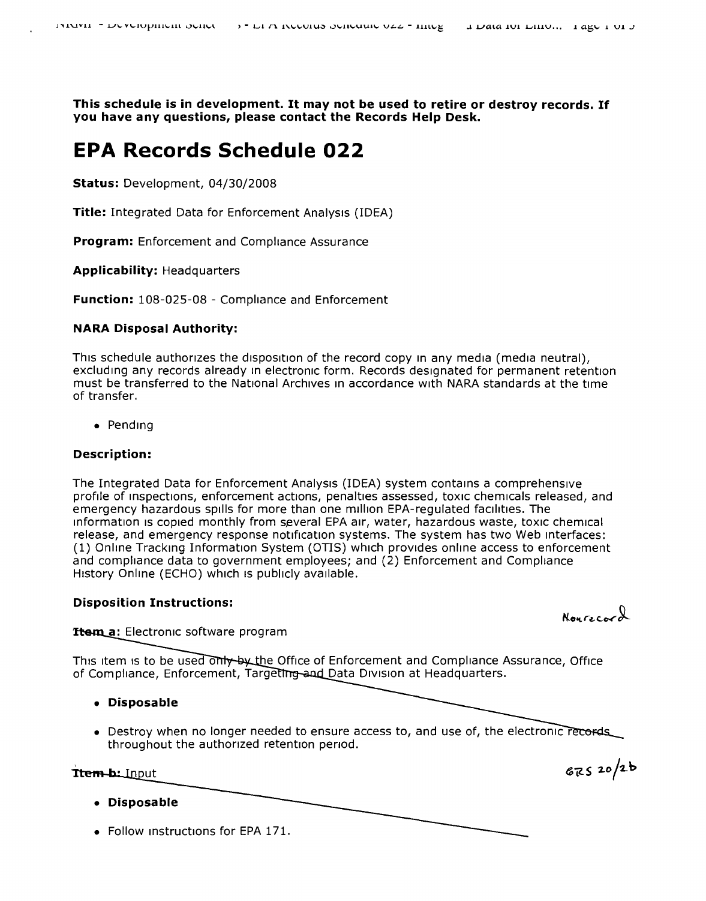This schedule is in development. It may not be used to retire or destroy records. If you have any questions, please contact the Records Help Desk.

# EPA Records Schedule 022

**Status:** Development, 04/30/2008

**Title:** Integrated Data for Enforcement Analysis (IDEA)

**Program:** Enforcement and Compliance Assurance

**Applicability:** Headquarters

**Function:** 108-025-08 - Compliance and Enforcement

### NARA Disposal Authority:

This schedule authorizes the disposition of the record copy in any media (media neutral), excluding any records already in electronic form. Records designated for permanent retention must be transferred to the National Archives in accordance with NARA standards at the time of transfer.

- Pending

### Description:

The Integrated Data for Enforcement Analysis (IDEA) system contains a comprehensive profile of inspections, enforcement actions, penalties assessed, toxic chemicals released, and emergency hazardous spills for more than one million EPA-regulated facilities. The information is copied monthly from several EPA air, water, hazardous waste, toxic chemical release, and emergency response notification systems. The system has two Web interfaces: (1) Online Tracking Information System (OTIS) which provides online access to enforcement and compliance data to government employees; and (2) Enforcement and Compliance History Online (ECHO) which is publicly available.

### Disposition Instructions:

Nonrecord

**Item a:** Electronic software program

This item is to be used only by the Office of Enforcement and Compliance Assurance, Office of Compliance, Enforcement, Targeting and Data Division at Headquarters.

- **Disposable**
- Destroy when no longer needed to ensure access to, and use of, the electronic records throughout the authorized retention period.

GRS 20/2b

**Item b:** Input

- **Disposable**
- Follow instructions for EPA 171.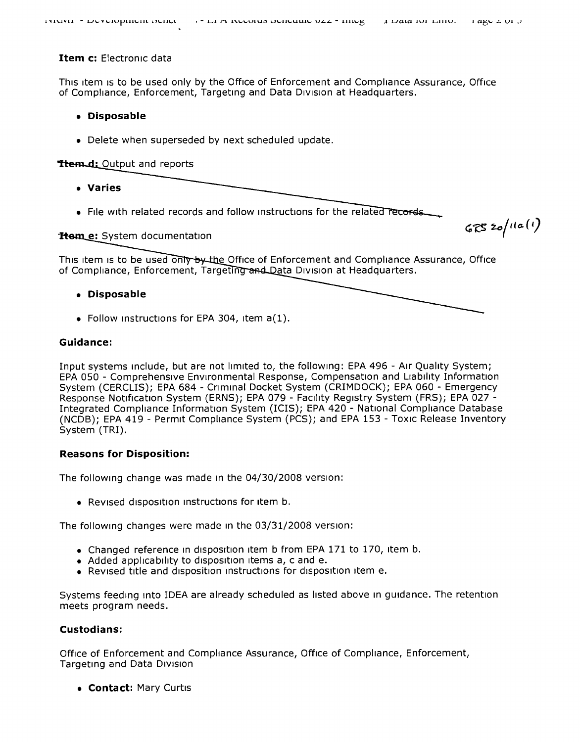**Item c:** Electronic data

This item is to be used only by the Office of Enforcement and Compliance Assurance, Office of Compliance, Enforcement, Targeting and Data Division at Headquarters.

- **Disposable**
- Delete when superseded by next scheduled update.

**Item d:** Output and reports

- **Varies**
- File with related records and follow instructions for the related records.

GRS 20/11a(1)

**Item e:** System documentation

This item is to be used only by the Office of Enforcement and Compliance Assurance, Office of Compliance, Enforcement, Targeting and Data Division at Headquarters.

- **Disposable**
- Follow instructions for EPA 304, item a(1).

**Guidance:**

Input systems include, but are not limited to, the following: EPA 496 - Air Quality System; EPA 050 - Comprehensive Environmental Response, Compensation and Liability Information System (CERCLIS); EPA 684 - Criminal Docket System (CRIMDOCK); EPA 060 - Emergency Response Notification System (ERNS); EPA 079 - Facility Registry System (FRS); EPA 027 - Integrated Compliance Information System (ICIS); EPA 420 - National Compliance Database (NCDB); EPA 419 - Permit Compliance System (PCS); and EPA 153 - Toxic Release Inventory System (TRI).

**Reasons for Disposition:**

The following change was made in the 04/30/2008 version:

- Revised disposition instructions for item b.

The following changes were made in the 03/31/2008 version:

- Changed reference in disposition item b from EPA 171 to 170, item b.
- Added applicability to disposition items a, c and e.
- Revised title and disposition instructions for disposition item e.

Systems feeding into IDEA are already scheduled as listed above in guidance. The retention meets program needs.

**Custodians:**

Office of Enforcement and Compliance Assurance, Office of Compliance, Enforcement, Targeting and Data Division

- **Contact:** Mary Curtis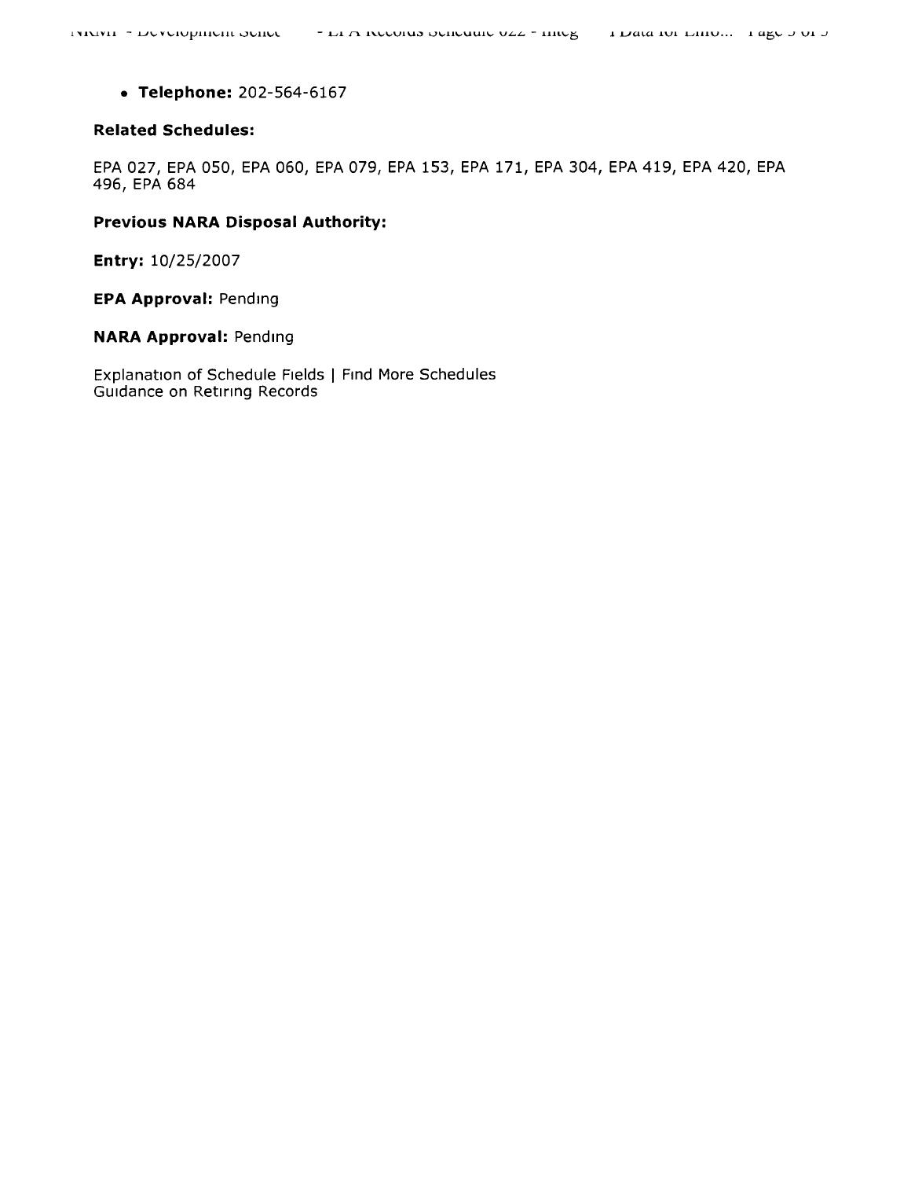- **Telephone:** 202-564-6167

**Related Schedules:**

EPA 027, EPA 050, EPA 060, EPA 079, EPA 153, EPA 171, EPA 304, EPA 419, EPA 420, EPA 496, EPA 684

**Previous NARA Disposal Authority:**

**Entry:** 10/25/2007

**EPA Approval:** Pending

**NARA Approval:** Pending

Explanation of Schedule Fields | Find More Schedules
Guidance on Retiring Records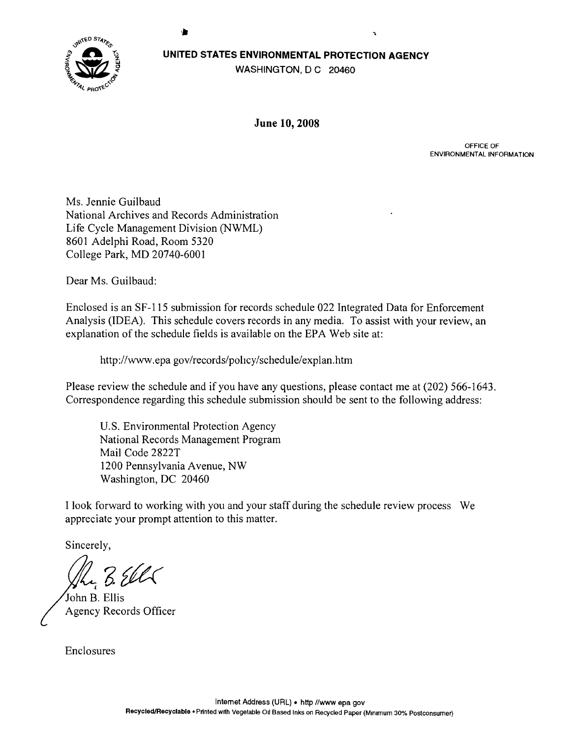**UNITED STATES ENVIRONMENTAL PROTECTION AGENCY**
WASHINGTON, D C 20460

**June 10, 2008**

OFFICE OF
ENVIRONMENTAL INFORMATION

Ms. Jennie Guilbaud
National Archives and Records Administration
Life Cycle Management Division (NWML)
8601 Adelphi Road, Room 5320
College Park, MD 20740-6001

Dear Ms. Guilbaud:

Enclosed is an SF-115 submission for records schedule 022 Integrated Data for Enforcement Analysis (IDEA). This schedule covers records in any media. To assist with your review, an explanation of the schedule fields is available on the EPA Web site at:

http://www.epa gov/records/policy/schedule/explan.htm

Please review the schedule and if you have any questions, please contact me at (202) 566-1643. Correspondence regarding this schedule submission should be sent to the following address:

U.S. Environmental Protection Agency
National Records Management Program
Mail Code 2822T
1200 Pennsylvania Avenue, NW
Washington, DC 20460

I look forward to working with you and your staff during the schedule review process We appreciate your prompt attention to this matter.

Sincerely,

John B. Ellis
Agency Records Officer

Enclosures

Internet Address (URL) • http //www epa gov
Recycled/Recyclable • Printed with Vegetable Oil Based Inks on Recycled Paper (Minimum 30% Postconsumer)